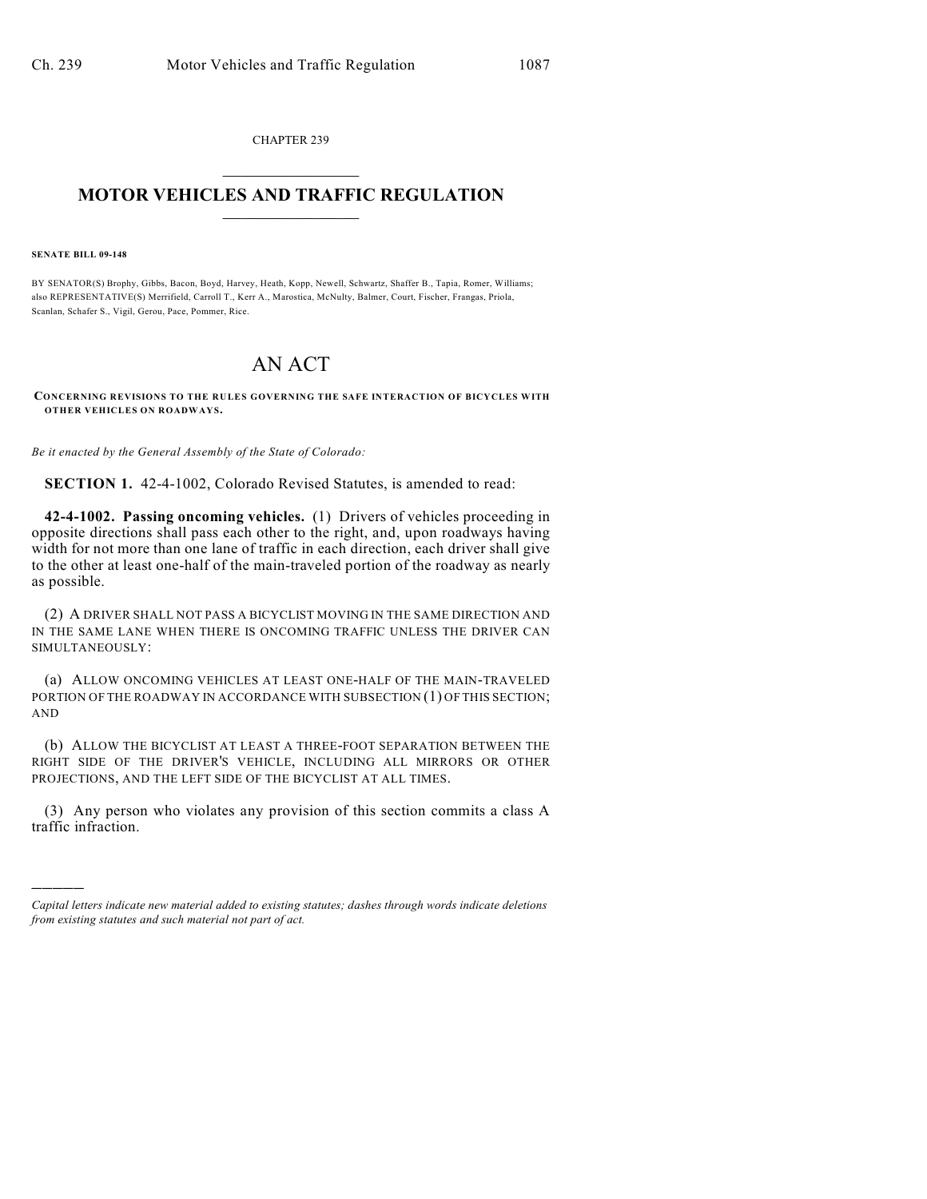CHAPTER 239

# MOTOR VEHICLES AND TRAFFIC REGULATION

**SENATE BILL 09-148**

BY SENATOR(S) Brophy, Gibbs, Bacon, Boyd, Harvey, Heath, Kopp, Newell, Schwartz, Shaffer B., Tapia, Romer, Williams; also REPRESENTATIVE(S) Merrifield, Carroll T., Kerr A., Marostica, McNulty, Balmer, Court, Fischer, Frangas, Priola, Scanlan, Schafer S., Vigil, Gerou, Pace, Pommer, Rice.

# AN ACT

**CONCERNING REVISIONS TO THE RULES GOVERNING THE SAFE INTERACTION OF BICYCLES WITH OTHER VEHICLES ON ROADWAYS.**

*Be it enacted by the General Assembly of the State of Colorado:*

**SECTION 1.** 42-4-1002, Colorado Revised Statutes, is amended to read:

**42-4-1002. Passing oncoming vehicles.** (1) Drivers of vehicles proceeding in opposite directions shall pass each other to the right, and, upon roadways having width for not more than one lane of traffic in each direction, each driver shall give to the other at least one-half of the main-traveled portion of the roadway as nearly as possible.

(2) A DRIVER SHALL NOT PASS A BICYCLIST MOVING IN THE SAME DIRECTION AND IN THE SAME LANE WHEN THERE IS ONCOMING TRAFFIC UNLESS THE DRIVER CAN SIMULTANEOUSLY:

(a) ALLOW ONCOMING VEHICLES AT LEAST ONE-HALF OF THE MAIN-TRAVELED PORTION OF THE ROADWAY IN ACCORDANCE WITH SUBSECTION (1) OF THIS SECTION; AND

(b) ALLOW THE BICYCLIST AT LEAST A THREE-FOOT SEPARATION BETWEEN THE RIGHT SIDE OF THE DRIVER'S VEHICLE, INCLUDING ALL MIRRORS OR OTHER PROJECTIONS, AND THE LEFT SIDE OF THE BICYCLIST AT ALL TIMES.

(3) Any person who violates any provision of this section commits a class A traffic infraction.

---

*Capital letters indicate new material added to existing statutes; dashes through words indicate deletions from existing statutes and such material not part of act.*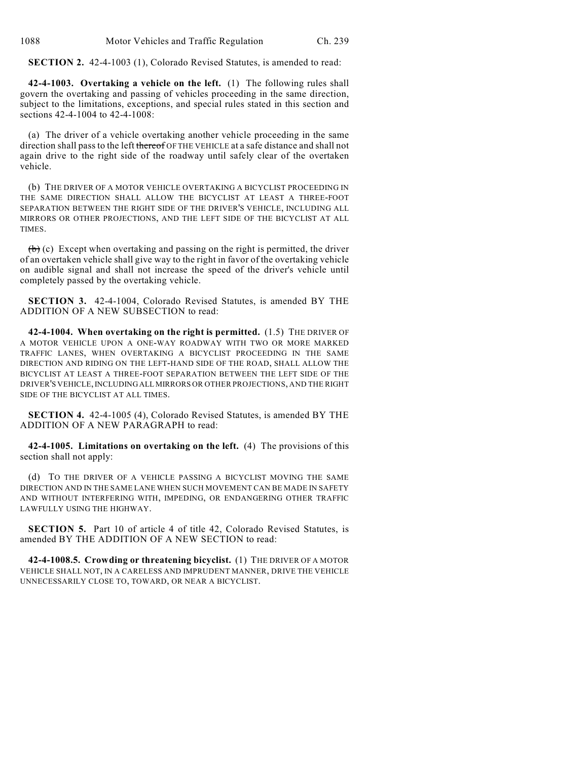**SECTION 2.** 42-4-1003 (1), Colorado Revised Statutes, is amended to read:

**42-4-1003. Overtaking a vehicle on the left.** (1) The following rules shall govern the overtaking and passing of vehicles proceeding in the same direction, subject to the limitations, exceptions, and special rules stated in this section and sections 42-4-1004 to 42-4-1008:

(a) The driver of a vehicle overtaking another vehicle proceeding in the same direction shall pass to the left ~~thereof~~ OF THE VEHICLE at a safe distance and shall not again drive to the right side of the roadway until safely clear of the overtaken vehicle.

(b) THE DRIVER OF A MOTOR VEHICLE OVERTAKING A BICYCLIST PROCEEDING IN THE SAME DIRECTION SHALL ALLOW THE BICYCLIST AT LEAST A THREE-FOOT SEPARATION BETWEEN THE RIGHT SIDE OF THE DRIVER'S VEHICLE, INCLUDING ALL MIRRORS OR OTHER PROJECTIONS, AND THE LEFT SIDE OF THE BICYCLIST AT ALL TIMES.

~~(b)~~ (c) Except when overtaking and passing on the right is permitted, the driver of an overtaken vehicle shall give way to the right in favor of the overtaking vehicle on audible signal and shall not increase the speed of the driver's vehicle until completely passed by the overtaking vehicle.

**SECTION 3.** 42-4-1004, Colorado Revised Statutes, is amended BY THE ADDITION OF A NEW SUBSECTION to read:

**42-4-1004. When overtaking on the right is permitted.** (1.5) THE DRIVER OF A MOTOR VEHICLE UPON A ONE-WAY ROADWAY WITH TWO OR MORE MARKED TRAFFIC LANES, WHEN OVERTAKING A BICYCLIST PROCEEDING IN THE SAME DIRECTION AND RIDING ON THE LEFT-HAND SIDE OF THE ROAD, SHALL ALLOW THE BICYCLIST AT LEAST A THREE-FOOT SEPARATION BETWEEN THE LEFT SIDE OF THE DRIVER'S VEHICLE, INCLUDING ALL MIRRORS OR OTHER PROJECTIONS, AND THE RIGHT SIDE OF THE BICYCLIST AT ALL TIMES.

**SECTION 4.** 42-4-1005 (4), Colorado Revised Statutes, is amended BY THE ADDITION OF A NEW PARAGRAPH to read:

**42-4-1005. Limitations on overtaking on the left.** (4) The provisions of this section shall not apply:

(d) TO THE DRIVER OF A VEHICLE PASSING A BICYCLIST MOVING THE SAME DIRECTION AND IN THE SAME LANE WHEN SUCH MOVEMENT CAN BE MADE IN SAFETY AND WITHOUT INTERFERING WITH, IMPEDING, OR ENDANGERING OTHER TRAFFIC LAWFULLY USING THE HIGHWAY.

**SECTION 5.** Part 10 of article 4 of title 42, Colorado Revised Statutes, is amended BY THE ADDITION OF A NEW SECTION to read:

**42-4-1008.5. Crowding or threatening bicyclist.** (1) THE DRIVER OF A MOTOR VEHICLE SHALL NOT, IN A CARELESS AND IMPRUDENT MANNER, DRIVE THE VEHICLE UNNECESSARILY CLOSE TO, TOWARD, OR NEAR A BICYCLIST.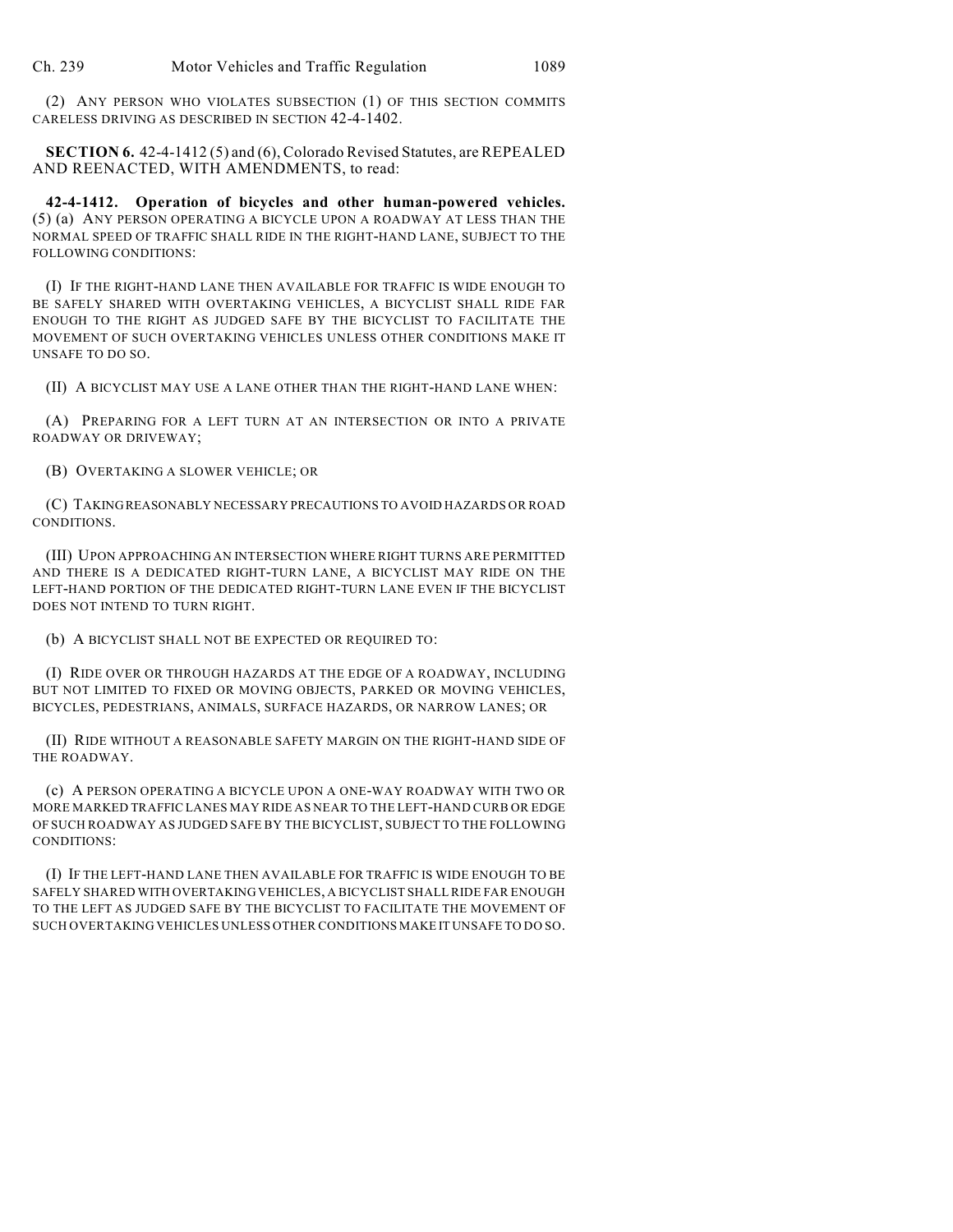(2) ANY PERSON WHO VIOLATES SUBSECTION (1) OF THIS SECTION COMMITS CARELESS DRIVING AS DESCRIBED IN SECTION 42-4-1402.

**SECTION 6.** 42-4-1412 (5) and (6), Colorado Revised Statutes, are REPEALED AND REENACTED, WITH AMENDMENTS, to read:

**42-4-1412. Operation of bicycles and other human-powered vehicles.** (5) (a) ANY PERSON OPERATING A BICYCLE UPON A ROADWAY AT LESS THAN THE NORMAL SPEED OF TRAFFIC SHALL RIDE IN THE RIGHT-HAND LANE, SUBJECT TO THE FOLLOWING CONDITIONS:

(I) IF THE RIGHT-HAND LANE THEN AVAILABLE FOR TRAFFIC IS WIDE ENOUGH TO BE SAFELY SHARED WITH OVERTAKING VEHICLES, A BICYCLIST SHALL RIDE FAR ENOUGH TO THE RIGHT AS JUDGED SAFE BY THE BICYCLIST TO FACILITATE THE MOVEMENT OF SUCH OVERTAKING VEHICLES UNLESS OTHER CONDITIONS MAKE IT UNSAFE TO DO SO.

(II) A BICYCLIST MAY USE A LANE OTHER THAN THE RIGHT-HAND LANE WHEN:

(A) PREPARING FOR A LEFT TURN AT AN INTERSECTION OR INTO A PRIVATE ROADWAY OR DRIVEWAY;

(B) OVERTAKING A SLOWER VEHICLE; OR

(C) TAKING REASONABLY NECESSARY PRECAUTIONS TO AVOID HAZARDS OR ROAD CONDITIONS.

(III) UPON APPROACHING AN INTERSECTION WHERE RIGHT TURNS ARE PERMITTED AND THERE IS A DEDICATED RIGHT-TURN LANE, A BICYCLIST MAY RIDE ON THE LEFT-HAND PORTION OF THE DEDICATED RIGHT-TURN LANE EVEN IF THE BICYCLIST DOES NOT INTEND TO TURN RIGHT.

(b) A BICYCLIST SHALL NOT BE EXPECTED OR REQUIRED TO:

(I) RIDE OVER OR THROUGH HAZARDS AT THE EDGE OF A ROADWAY, INCLUDING BUT NOT LIMITED TO FIXED OR MOVING OBJECTS, PARKED OR MOVING VEHICLES, BICYCLES, PEDESTRIANS, ANIMALS, SURFACE HAZARDS, OR NARROW LANES; OR

(II) RIDE WITHOUT A REASONABLE SAFETY MARGIN ON THE RIGHT-HAND SIDE OF THE ROADWAY.

(c) A PERSON OPERATING A BICYCLE UPON A ONE-WAY ROADWAY WITH TWO OR MORE MARKED TRAFFIC LANES MAY RIDE AS NEAR TO THE LEFT-HAND CURB OR EDGE OF SUCH ROADWAY AS JUDGED SAFE BY THE BICYCLIST, SUBJECT TO THE FOLLOWING CONDITIONS:

(I) IF THE LEFT-HAND LANE THEN AVAILABLE FOR TRAFFIC IS WIDE ENOUGH TO BE SAFELY SHARED WITH OVERTAKING VEHICLES, A BICYCLIST SHALL RIDE FAR ENOUGH TO THE LEFT AS JUDGED SAFE BY THE BICYCLIST TO FACILITATE THE MOVEMENT OF SUCH OVERTAKING VEHICLES UNLESS OTHER CONDITIONS MAKE IT UNSAFE TO DO SO.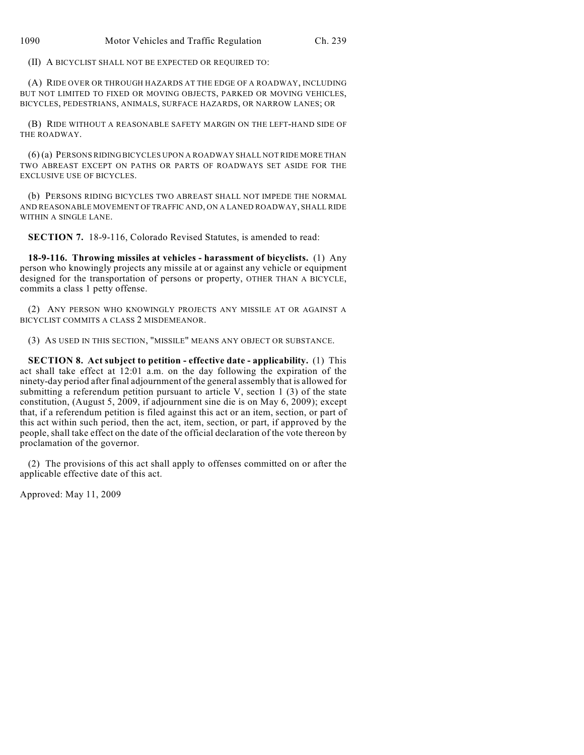(II) A BICYCLIST SHALL NOT BE EXPECTED OR REQUIRED TO:

(A) RIDE OVER OR THROUGH HAZARDS AT THE EDGE OF A ROADWAY, INCLUDING BUT NOT LIMITED TO FIXED OR MOVING OBJECTS, PARKED OR MOVING VEHICLES, BICYCLES, PEDESTRIANS, ANIMALS, SURFACE HAZARDS, OR NARROW LANES; OR

(B) RIDE WITHOUT A REASONABLE SAFETY MARGIN ON THE LEFT-HAND SIDE OF THE ROADWAY.

(6) (a) PERSONS RIDING BICYCLES UPON A ROADWAY SHALL NOT RIDE MORE THAN TWO ABREAST EXCEPT ON PATHS OR PARTS OF ROADWAYS SET ASIDE FOR THE EXCLUSIVE USE OF BICYCLES.

(b) PERSONS RIDING BICYCLES TWO ABREAST SHALL NOT IMPEDE THE NORMAL AND REASONABLE MOVEMENT OF TRAFFIC AND, ON A LANED ROADWAY, SHALL RIDE WITHIN A SINGLE LANE.

**SECTION 7.** 18-9-116, Colorado Revised Statutes, is amended to read:

**18-9-116. Throwing missiles at vehicles - harassment of bicyclists.** (1) Any person who knowingly projects any missile at or against any vehicle or equipment designed for the transportation of persons or property, OTHER THAN A BICYCLE, commits a class 1 petty offense.

(2) ANY PERSON WHO KNOWINGLY PROJECTS ANY MISSILE AT OR AGAINST A BICYCLIST COMMITS A CLASS 2 MISDEMEANOR.

(3) AS USED IN THIS SECTION, "MISSILE" MEANS ANY OBJECT OR SUBSTANCE.

**SECTION 8. Act subject to petition - effective date - applicability.** (1) This act shall take effect at 12:01 a.m. on the day following the expiration of the ninety-day period after final adjournment of the general assembly that is allowed for submitting a referendum petition pursuant to article V, section 1 (3) of the state constitution, (August 5, 2009, if adjournment sine die is on May 6, 2009); except that, if a referendum petition is filed against this act or an item, section, or part of this act within such period, then the act, item, section, or part, if approved by the people, shall take effect on the date of the official declaration of the vote thereon by proclamation of the governor.

(2) The provisions of this act shall apply to offenses committed on or after the applicable effective date of this act.

Approved: May 11, 2009